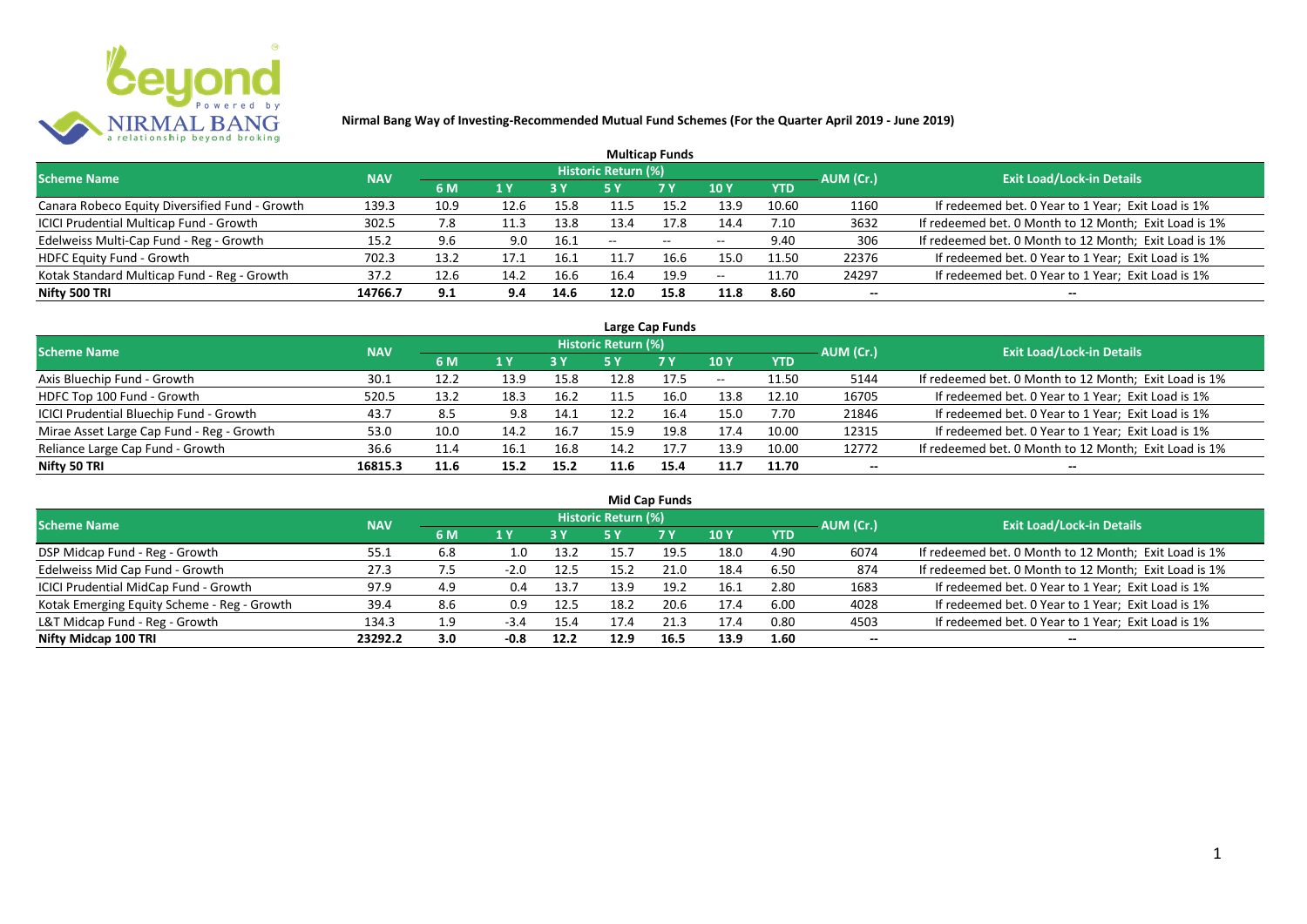# Nirmal Bang Way of Investing-Recommended Mutual Fund Schemes (For the Quarter April 2019 - June 2019)

## Multicap Funds

| Scheme Name | NAV | Historic Return (%) | | | | | | | AUM (Cr.) | Exit Load/Lock-in Details |
|---|---|---|---|---|---|---|---|---|---|---|
| | | 6 M | 1 Y | 3 Y | 5 Y | 7 Y | 10 Y | YTD | | |
| Canara Robeco Equity Diversified Fund - Growth | 139.3 | 10.9 | 12.6 | 15.8 | 11.5 | 15.2 | 13.9 | 10.60 | 1160 | If redeemed bet. 0 Year to 1 Year; Exit Load is 1% |
| ICICI Prudential Multicap Fund - Growth | 302.5 | 7.8 | 11.3 | 13.8 | 13.4 | 17.8 | 14.4 | 7.10 | 3632 | If redeemed bet. 0 Month to 12 Month; Exit Load is 1% |
| Edelweiss Multi-Cap Fund - Reg - Growth | 15.2 | 9.6 | 9.0 | 16.1 | -- | -- | -- | 9.40 | 306 | If redeemed bet. 0 Month to 12 Month; Exit Load is 1% |
| HDFC Equity Fund - Growth | 702.3 | 13.2 | 17.1 | 16.1 | 11.7 | 16.6 | 15.0 | 11.50 | 22376 | If redeemed bet. 0 Year to 1 Year; Exit Load is 1% |
| Kotak Standard Multicap Fund - Reg - Growth | 37.2 | 12.6 | 14.2 | 16.6 | 16.4 | 19.9 | -- | 11.70 | 24297 | If redeemed bet. 0 Year to 1 Year; Exit Load is 1% |
| **Nifty 500 TRI** | **14766.7** | **9.1** | **9.4** | **14.6** | **12.0** | **15.8** | **11.8** | **8.60** | **--** | **--** |

## Large Cap Funds

| Scheme Name | NAV | Historic Return (%) | | | | | | | AUM (Cr.) | Exit Load/Lock-in Details |
|---|---|---|---|---|---|---|---|---|---|---|
| | | 6 M | 1 Y | 3 Y | 5 Y | 7 Y | 10 Y | YTD | | |
| Axis Bluechip Fund - Growth | 30.1 | 12.2 | 13.9 | 15.8 | 12.8 | 17.5 | -- | 11.50 | 5144 | If redeemed bet. 0 Month to 12 Month; Exit Load is 1% |
| HDFC Top 100 Fund - Growth | 520.5 | 13.2 | 18.3 | 16.2 | 11.5 | 16.0 | 13.8 | 12.10 | 16705 | If redeemed bet. 0 Year to 1 Year; Exit Load is 1% |
| ICICI Prudential Bluechip Fund - Growth | 43.7 | 8.5 | 9.8 | 14.1 | 12.2 | 16.4 | 15.0 | 7.70 | 21846 | If redeemed bet. 0 Year to 1 Year; Exit Load is 1% |
| Mirae Asset Large Cap Fund - Reg - Growth | 53.0 | 10.0 | 14.2 | 16.7 | 15.9 | 19.8 | 17.4 | 10.00 | 12315 | If redeemed bet. 0 Year to 1 Year; Exit Load is 1% |
| Reliance Large Cap Fund - Growth | 36.6 | 11.4 | 16.1 | 16.8 | 14.2 | 17.7 | 13.9 | 10.00 | 12772 | If redeemed bet. 0 Month to 12 Month; Exit Load is 1% |
| **Nifty 50 TRI** | **16815.3** | **11.6** | **15.2** | **15.2** | **11.6** | **15.4** | **11.7** | **11.70** | **--** | **--** |

## Mid Cap Funds

| Scheme Name | NAV | Historic Return (%) | | | | | | | AUM (Cr.) | Exit Load/Lock-in Details |
|---|---|---|---|---|---|---|---|---|---|---|
| | | 6 M | 1 Y | 3 Y | 5 Y | 7 Y | 10 Y | YTD | | |
| DSP Midcap Fund - Reg - Growth | 55.1 | 6.8 | 1.0 | 13.2 | 15.7 | 19.5 | 18.0 | 4.90 | 6074 | If redeemed bet. 0 Month to 12 Month; Exit Load is 1% |
| Edelweiss Mid Cap Fund - Growth | 27.3 | 7.5 | -2.0 | 12.5 | 15.2 | 21.0 | 18.4 | 6.50 | 874 | If redeemed bet. 0 Month to 12 Month; Exit Load is 1% |
| ICICI Prudential MidCap Fund - Growth | 97.9 | 4.9 | 0.4 | 13.7 | 13.9 | 19.2 | 16.1 | 2.80 | 1683 | If redeemed bet. 0 Year to 1 Year; Exit Load is 1% |
| Kotak Emerging Equity Scheme - Reg - Growth | 39.4 | 8.6 | 0.9 | 12.5 | 18.2 | 20.6 | 17.4 | 6.00 | 4028 | If redeemed bet. 0 Year to 1 Year; Exit Load is 1% |
| L&T Midcap Fund - Reg - Growth | 134.3 | 1.9 | -3.4 | 15.4 | 17.4 | 21.3 | 17.4 | 0.80 | 4503 | If redeemed bet. 0 Year to 1 Year; Exit Load is 1% |
| **Nifty Midcap 100 TRI** | **23292.2** | **3.0** | **-0.8** | **12.2** | **12.9** | **16.5** | **13.9** | **1.60** | **--** | **--** |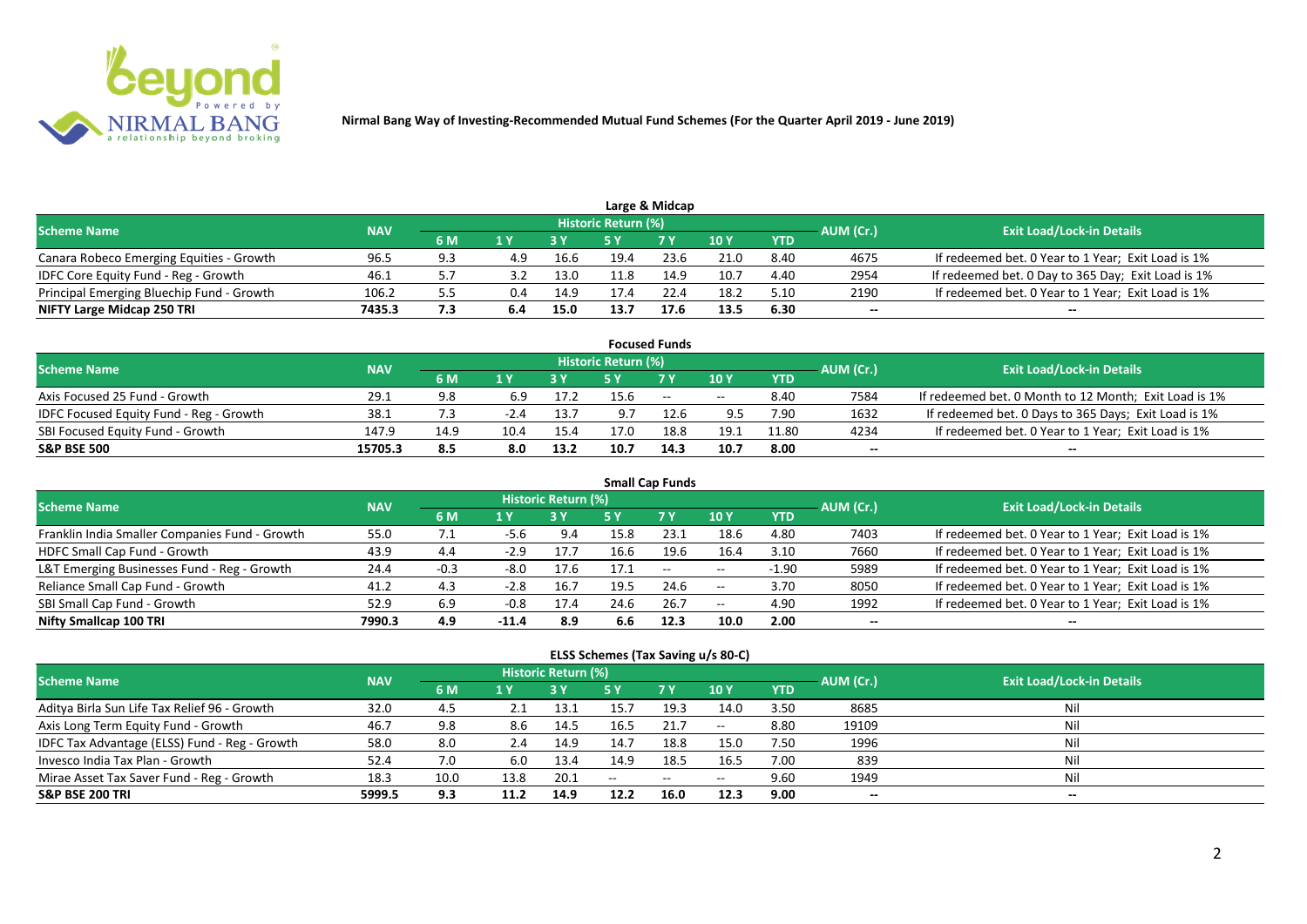**Nirmal Bang Way of Investing-Recommended Mutual Fund Schemes (For the Quarter April 2019 - June 2019)**

## Large & Midcap

| Scheme Name | NAV | Historic Return (%) | | | | | | | AUM (Cr.) | Exit Load/Lock-in Details |
|---|---|---|---|---|---|---|---|---|---|---|
| | | 6 M | 1 Y | 3 Y | 5 Y | 7 Y | 10 Y | YTD | | |
| Canara Robeco Emerging Equities - Growth | 96.5 | 9.3 | 4.9 | 16.6 | 19.4 | 23.6 | 21.0 | 8.40 | 4675 | If redeemed bet. 0 Year to 1 Year; Exit Load is 1% |
| IDFC Core Equity Fund - Reg - Growth | 46.1 | 5.7 | 3.2 | 13.0 | 11.8 | 14.9 | 10.7 | 4.40 | 2954 | If redeemed bet. 0 Day to 365 Day; Exit Load is 1% |
| Principal Emerging Bluechip Fund - Growth | 106.2 | 5.5 | 0.4 | 14.9 | 17.4 | 22.4 | 18.2 | 5.10 | 2190 | If redeemed bet. 0 Year to 1 Year; Exit Load is 1% |
| **NIFTY Large Midcap 250 TRI** | **7435.3** | **7.3** | **6.4** | **15.0** | **13.7** | **17.6** | **13.5** | **6.30** | **--** | **--** |

## Focused Funds

| Scheme Name | NAV | Historic Return (%) | | | | | | | AUM (Cr.) | Exit Load/Lock-in Details |
|---|---|---|---|---|---|---|---|---|---|---|
| | | 6 M | 1 Y | 3 Y | 5 Y | 7 Y | 10 Y | YTD | | |
| Axis Focused 25 Fund - Growth | 29.1 | 9.8 | 6.9 | 17.2 | 15.6 | -- | -- | 8.40 | 7584 | If redeemed bet. 0 Month to 12 Month; Exit Load is 1% |
| IDFC Focused Equity Fund - Reg - Growth | 38.1 | 7.3 | -2.4 | 13.7 | 9.7 | 12.6 | 9.5 | 7.90 | 1632 | If redeemed bet. 0 Days to 365 Days; Exit Load is 1% |
| SBI Focused Equity Fund - Growth | 147.9 | 14.9 | 10.4 | 15.4 | 17.0 | 18.8 | 19.1 | 11.80 | 4234 | If redeemed bet. 0 Year to 1 Year; Exit Load is 1% |
| **S&P BSE 500** | **15705.3** | **8.5** | **8.0** | **13.2** | **10.7** | **14.3** | **10.7** | **8.00** | **--** | **--** |

## Small Cap Funds

| Scheme Name | NAV | Historic Return (%) | | | | | | | AUM (Cr.) | Exit Load/Lock-in Details |
|---|---|---|---|---|---|---|---|---|---|---|
| | | 6 M | 1 Y | 3 Y | 5 Y | 7 Y | 10 Y | YTD | | |
| Franklin India Smaller Companies Fund - Growth | 55.0 | 7.1 | -5.6 | 9.4 | 15.8 | 23.1 | 18.6 | 4.80 | 7403 | If redeemed bet. 0 Year to 1 Year; Exit Load is 1% |
| HDFC Small Cap Fund - Growth | 43.9 | 4.4 | -2.9 | 17.7 | 16.6 | 19.6 | 16.4 | 3.10 | 7660 | If redeemed bet. 0 Year to 1 Year; Exit Load is 1% |
| L&T Emerging Businesses Fund - Reg - Growth | 24.4 | -0.3 | -8.0 | 17.6 | 17.1 | -- | -- | -1.90 | 5989 | If redeemed bet. 0 Year to 1 Year; Exit Load is 1% |
| Reliance Small Cap Fund - Growth | 41.2 | 4.3 | -2.8 | 16.7 | 19.5 | 24.6 | -- | 3.70 | 8050 | If redeemed bet. 0 Year to 1 Year; Exit Load is 1% |
| SBI Small Cap Fund - Growth | 52.9 | 6.9 | -0.8 | 17.4 | 24.6 | 26.7 | -- | 4.90 | 1992 | If redeemed bet. 0 Year to 1 Year; Exit Load is 1% |
| **Nifty Smallcap 100 TRI** | **7990.3** | **4.9** | **-11.4** | **8.9** | **6.6** | **12.3** | **10.0** | **2.00** | **--** | **--** |

## ELSS Schemes (Tax Saving u/s 80-C)

| Scheme Name | NAV | Historic Return (%) | | | | | | | AUM (Cr.) | Exit Load/Lock-in Details |
|---|---|---|---|---|---|---|---|---|---|---|
| | | 6 M | 1 Y | 3 Y | 5 Y | 7 Y | 10 Y | YTD | | |
| Aditya Birla Sun Life Tax Relief 96 - Growth | 32.0 | 4.5 | 2.1 | 13.1 | 15.7 | 19.3 | 14.0 | 3.50 | 8685 | Nil |
| Axis Long Term Equity Fund - Growth | 46.7 | 9.8 | 8.6 | 14.5 | 16.5 | 21.7 | -- | 8.80 | 19109 | Nil |
| IDFC Tax Advantage (ELSS) Fund - Reg - Growth | 58.0 | 8.0 | 2.4 | 14.9 | 14.7 | 18.8 | 15.0 | 7.50 | 1996 | Nil |
| Invesco India Tax Plan - Growth | 52.4 | 7.0 | 6.0 | 13.4 | 14.9 | 18.5 | 16.5 | 7.00 | 839 | Nil |
| Mirae Asset Tax Saver Fund - Reg - Growth | 18.3 | 10.0 | 13.8 | 20.1 | -- | -- | -- | 9.60 | 1949 | Nil |
| **S&P BSE 200 TRI** | **5999.5** | **9.3** | **11.2** | **14.9** | **12.2** | **16.0** | **12.3** | **9.00** | **--** | **--** |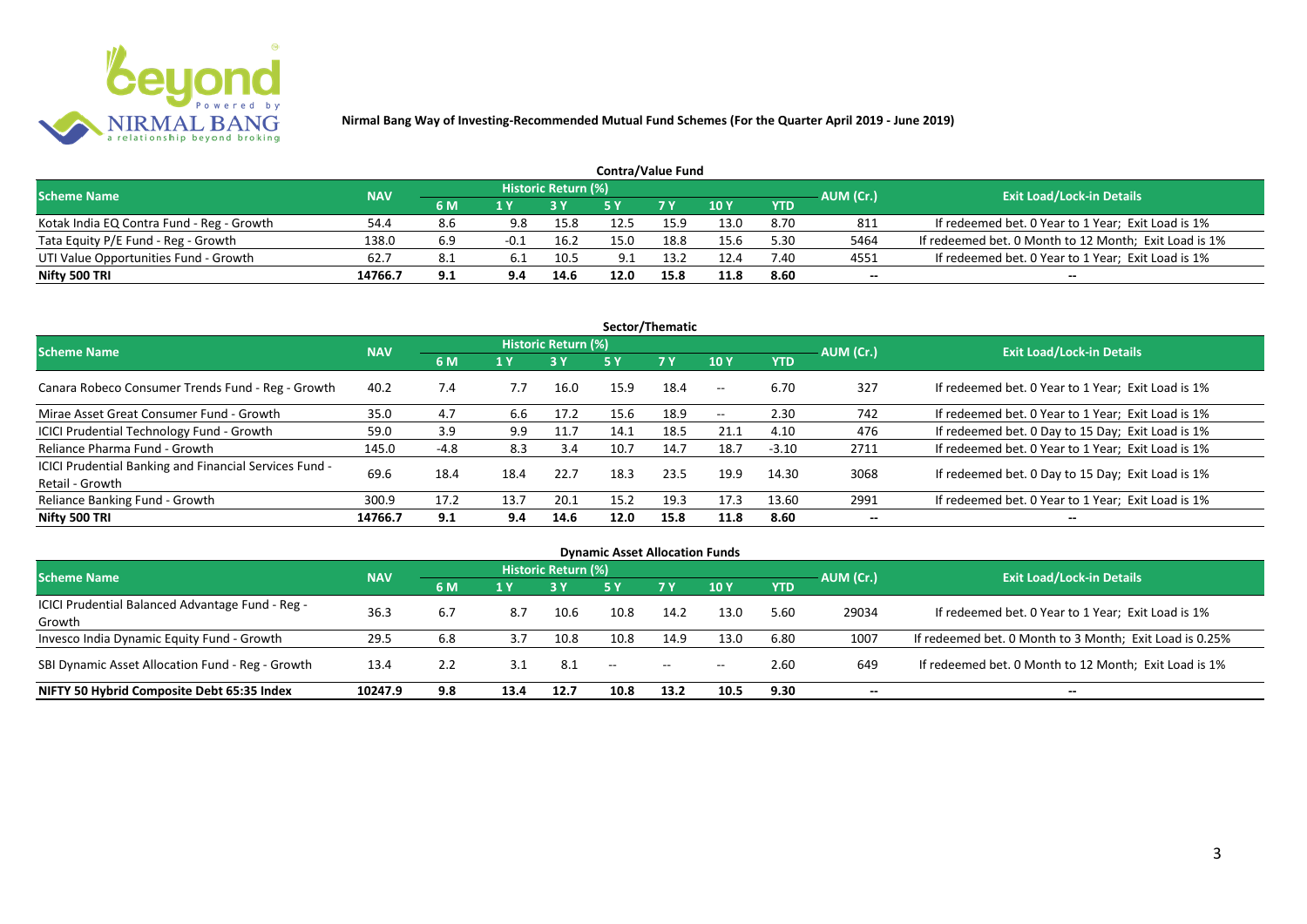**Nirmal Bang Way of Investing-Recommended Mutual Fund Schemes (For the Quarter April 2019 - June 2019)**

## Contra/Value Fund

| Scheme Name | NAV | Historic Return (%) | | | | | | | AUM (Cr.) | Exit Load/Lock-in Details |
|---|---|---|---|---|---|---|---|---|---|---|
| | | 6 M | 1 Y | 3 Y | 5 Y | 7 Y | 10 Y | YTD | | |
| Kotak India EQ Contra Fund - Reg - Growth | 54.4 | 8.6 | 9.8 | 15.8 | 12.5 | 15.9 | 13.0 | 8.70 | 811 | If redeemed bet. 0 Year to 1 Year; Exit Load is 1% |
| Tata Equity P/E Fund - Reg - Growth | 138.0 | 6.9 | -0.1 | 16.2 | 15.0 | 18.8 | 15.6 | 5.30 | 5464 | If redeemed bet. 0 Month to 12 Month; Exit Load is 1% |
| UTI Value Opportunities Fund - Growth | 62.7 | 8.1 | 6.1 | 10.5 | 9.1 | 13.2 | 12.4 | 7.40 | 4551 | If redeemed bet. 0 Year to 1 Year; Exit Load is 1% |
| **Nifty 500 TRI** | **14766.7** | **9.1** | **9.4** | **14.6** | **12.0** | **15.8** | **11.8** | **8.60** | **--** | **--** |

## Sector/Thematic

| Scheme Name | NAV | Historic Return (%) | | | | | | | AUM (Cr.) | Exit Load/Lock-in Details |
|---|---|---|---|---|---|---|---|---|---|---|
| | | 6 M | 1 Y | 3 Y | 5 Y | 7 Y | 10 Y | YTD | | |
| Canara Robeco Consumer Trends Fund - Reg - Growth | 40.2 | 7.4 | 7.7 | 16.0 | 15.9 | 18.4 | -- | 6.70 | 327 | If redeemed bet. 0 Year to 1 Year; Exit Load is 1% |
| Mirae Asset Great Consumer Fund - Growth | 35.0 | 4.7 | 6.6 | 17.2 | 15.6 | 18.9 | -- | 2.30 | 742 | If redeemed bet. 0 Year to 1 Year; Exit Load is 1% |
| ICICI Prudential Technology Fund - Growth | 59.0 | 3.9 | 9.9 | 11.7 | 14.1 | 18.5 | 21.1 | 4.10 | 476 | If redeemed bet. 0 Day to 15 Day; Exit Load is 1% |
| Reliance Pharma Fund - Growth | 145.0 | -4.8 | 8.3 | 3.4 | 10.7 | 14.7 | 18.7 | -3.10 | 2711 | If redeemed bet. 0 Year to 1 Year; Exit Load is 1% |
| ICICI Prudential Banking and Financial Services Fund - Retail - Growth | 69.6 | 18.4 | 18.4 | 22.7 | 18.3 | 23.5 | 19.9 | 14.30 | 3068 | If redeemed bet. 0 Day to 15 Day; Exit Load is 1% |
| Reliance Banking Fund - Growth | 300.9 | 17.2 | 13.7 | 20.1 | 15.2 | 19.3 | 17.3 | 13.60 | 2991 | If redeemed bet. 0 Year to 1 Year; Exit Load is 1% |
| **Nifty 500 TRI** | **14766.7** | **9.1** | **9.4** | **14.6** | **12.0** | **15.8** | **11.8** | **8.60** | **--** | **--** |

## Dynamic Asset Allocation Funds

| Scheme Name | NAV | Historic Return (%) | | | | | | | AUM (Cr.) | Exit Load/Lock-in Details |
|---|---|---|---|---|---|---|---|---|---|---|
| | | 6 M | 1 Y | 3 Y | 5 Y | 7 Y | 10 Y | YTD | | |
| ICICI Prudential Balanced Advantage Fund - Reg - Growth | 36.3 | 6.7 | 8.7 | 10.6 | 10.8 | 14.2 | 13.0 | 5.60 | 29034 | If redeemed bet. 0 Year to 1 Year; Exit Load is 1% |
| Invesco India Dynamic Equity Fund - Growth | 29.5 | 6.8 | 3.7 | 10.8 | 10.8 | 14.9 | 13.0 | 6.80 | 1007 | If redeemed bet. 0 Month to 3 Month; Exit Load is 0.25% |
| SBI Dynamic Asset Allocation Fund - Reg - Growth | 13.4 | 2.2 | 3.1 | 8.1 | -- | -- | -- | 2.60 | 649 | If redeemed bet. 0 Month to 12 Month; Exit Load is 1% |
| **NIFTY 50 Hybrid Composite Debt 65:35 Index** | **10247.9** | **9.8** | **13.4** | **12.7** | **10.8** | **13.2** | **10.5** | **9.30** | **--** | **--** |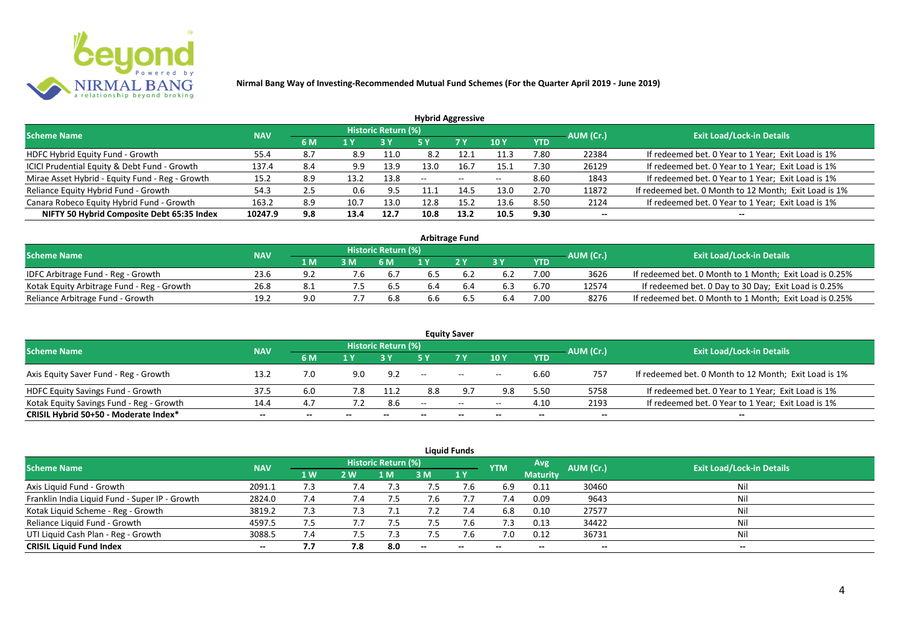**Nirmal Bang Way of Investing-Recommended Mutual Fund Schemes (For the Quarter April 2019 - June 2019)**

## Hybrid Aggressive

| Scheme Name | NAV | Historic Return (%) | | | | | | | AUM (Cr.) | Exit Load/Lock-in Details |
|---|---|---|---|---|---|---|---|---|---|---|
| | | 6 M | 1 Y | 3 Y | 5 Y | 7 Y | 10 Y | YTD | | |
| HDFC Hybrid Equity Fund - Growth | 55.4 | 8.7 | 8.9 | 11.0 | 8.2 | 12.1 | 11.3 | 7.80 | 22384 | If redeemed bet. 0 Year to 1 Year; Exit Load is 1% |
| ICICI Prudential Equity & Debt Fund - Growth | 137.4 | 8.4 | 9.9 | 13.9 | 13.0 | 16.7 | 15.1 | 7.30 | 26129 | If redeemed bet. 0 Year to 1 Year; Exit Load is 1% |
| Mirae Asset Hybrid - Equity Fund - Reg - Growth | 15.2 | 8.9 | 13.2 | 13.8 | -- | -- | -- | 8.60 | 1843 | If redeemed bet. 0 Year to 1 Year; Exit Load is 1% |
| Reliance Equity Hybrid Fund - Growth | 54.3 | 2.5 | 0.6 | 9.5 | 11.1 | 14.5 | 13.0 | 2.70 | 11872 | If redeemed bet. 0 Month to 12 Month; Exit Load is 1% |
| Canara Robeco Equity Hybrid Fund - Growth | 163.2 | 8.9 | 10.7 | 13.0 | 12.8 | 15.2 | 13.6 | 8.50 | 2124 | If redeemed bet. 0 Year to 1 Year; Exit Load is 1% |
| **NIFTY 50 Hybrid Composite Debt 65:35 Index** | **10247.9** | **9.8** | **13.4** | **12.7** | **10.8** | **13.2** | **10.5** | **9.30** | **--** | **--** |

## Arbitrage Fund

| Scheme Name | NAV | Historic Return (%) | | | | | | | AUM (Cr.) | Exit Load/Lock-in Details |
|---|---|---|---|---|---|---|---|---|---|---|
| | | 1 M | 3 M | 6 M | 1 Y | 2 Y | 3 Y | YTD | | |
| IDFC Arbitrage Fund - Reg - Growth | 23.6 | 9.2 | 7.6 | 6.7 | 6.5 | 6.2 | 6.2 | 7.00 | 3626 | If redeemed bet. 0 Month to 1 Month; Exit Load is 0.25% |
| Kotak Equity Arbitrage Fund - Reg - Growth | 26.8 | 8.1 | 7.5 | 6.5 | 6.4 | 6.4 | 6.3 | 6.70 | 12574 | If redeemed bet. 0 Day to 30 Day; Exit Load is 0.25% |
| Reliance Arbitrage Fund - Growth | 19.2 | 9.0 | 7.7 | 6.8 | 6.6 | 6.5 | 6.4 | 7.00 | 8276 | If redeemed bet. 0 Month to 1 Month; Exit Load is 0.25% |

## Equity Saver

| Scheme Name | NAV | Historic Return (%) | | | | | | | AUM (Cr.) | Exit Load/Lock-in Details |
|---|---|---|---|---|---|---|---|---|---|---|
| | | 6 M | 1 Y | 3 Y | 5 Y | 7 Y | 10 Y | YTD | | |
| Axis Equity Saver Fund - Reg - Growth | 13.2 | 7.0 | 9.0 | 9.2 | -- | -- | -- | 6.60 | 757 | If redeemed bet. 0 Month to 12 Month; Exit Load is 1% |
| HDFC Equity Savings Fund - Growth | 37.5 | 6.0 | 7.8 | 11.2 | 8.8 | 9.7 | 9.8 | 5.50 | 5758 | If redeemed bet. 0 Year to 1 Year; Exit Load is 1% |
| Kotak Equity Savings Fund - Reg - Growth | 14.4 | 4.7 | 7.2 | 8.6 | -- | -- | -- | 4.10 | 2193 | If redeemed bet. 0 Year to 1 Year; Exit Load is 1% |
| **CRISIL Hybrid 50+50 - Moderate Index*** | **--** | **--** | **--** | **--** | **--** | **--** | **--** | **--** | **--** | **--** |

## Liquid Funds

| Scheme Name | NAV | Historic Return (%) | | | | | YTM | Avg Maturity | AUM (Cr.) | Exit Load/Lock-in Details |
|---|---|---|---|---|---|---|---|---|---|---|
| | | 1 W | 2 W | 1 M | 3 M | 1 Y | | | | |
| Axis Liquid Fund - Growth | 2091.1 | 7.3 | 7.4 | 7.3 | 7.5 | 7.6 | 6.9 | 0.11 | 30460 | Nil |
| Franklin India Liquid Fund - Super IP - Growth | 2824.0 | 7.4 | 7.4 | 7.5 | 7.6 | 7.7 | 7.4 | 0.09 | 9643 | Nil |
| Kotak Liquid Scheme - Reg - Growth | 3819.2 | 7.3 | 7.3 | 7.1 | 7.2 | 7.4 | 6.8 | 0.10 | 27577 | Nil |
| Reliance Liquid Fund - Growth | 4597.5 | 7.5 | 7.7 | 7.5 | 7.5 | 7.6 | 7.3 | 0.13 | 34422 | Nil |
| UTI Liquid Cash Plan - Reg - Growth | 3088.5 | 7.4 | 7.5 | 7.3 | 7.5 | 7.6 | 7.0 | 0.12 | 36731 | Nil |
| **CRISIL Liquid Fund Index** | **--** | **7.7** | **7.8** | **8.0** | **--** | **--** | **--** | **--** | **--** | **--** |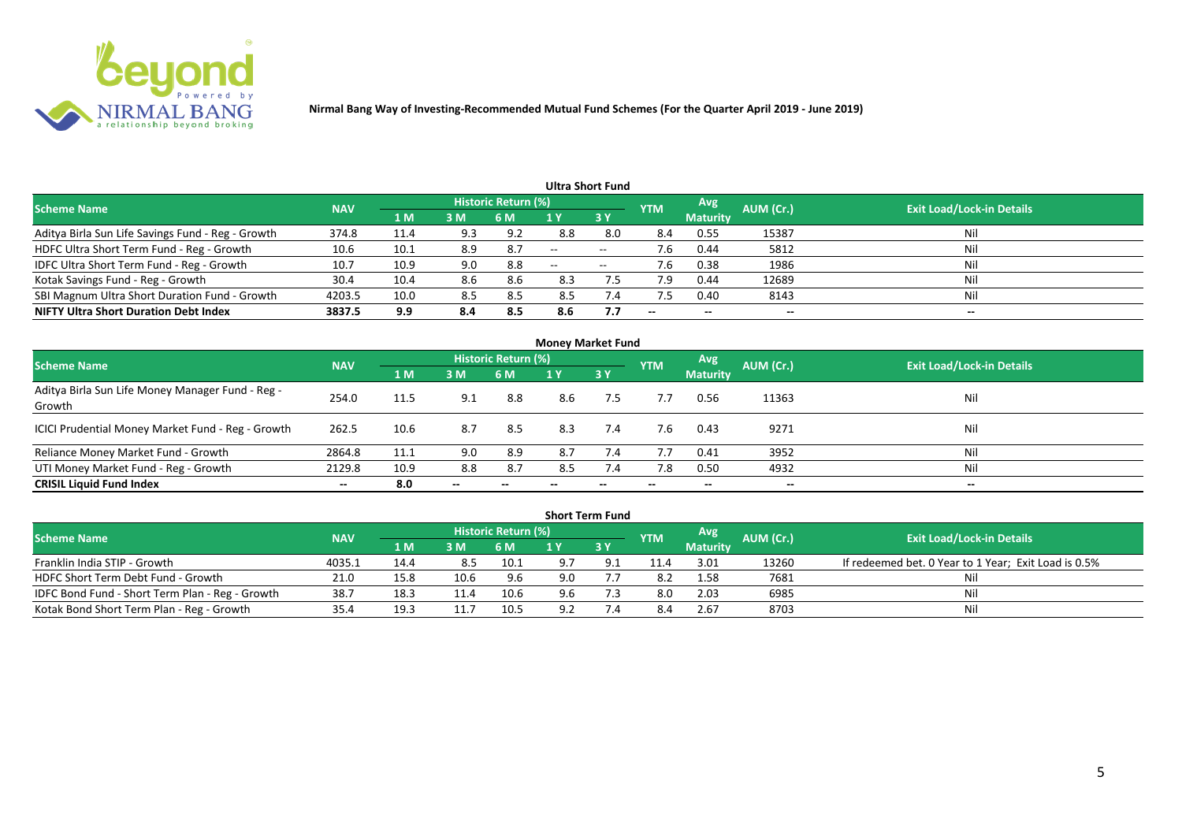**Nirmal Bang Way of Investing-Recommended Mutual Fund Schemes (For the Quarter April 2019 - June 2019)**

## Ultra Short Fund

| Scheme Name | NAV | Historic Return (%) | | | | | YTM | Avg Maturity | AUM (Cr.) | Exit Load/Lock-in Details |
|---|---|---|---|---|---|---|---|---|---|---|
| | | 1 M | 3 M | 6 M | 1 Y | 3 Y | | | | |
| Aditya Birla Sun Life Savings Fund - Reg - Growth | 374.8 | 11.4 | 9.3 | 9.2 | 8.8 | 8.0 | 8.4 | 0.55 | 15387 | Nil |
| HDFC Ultra Short Term Fund - Reg - Growth | 10.6 | 10.1 | 8.9 | 8.7 | -- | -- | 7.6 | 0.44 | 5812 | Nil |
| IDFC Ultra Short Term Fund - Reg - Growth | 10.7 | 10.9 | 9.0 | 8.8 | -- | -- | 7.6 | 0.38 | 1986 | Nil |
| Kotak Savings Fund - Reg - Growth | 30.4 | 10.4 | 8.6 | 8.6 | 8.3 | 7.5 | 7.9 | 0.44 | 12689 | Nil |
| SBI Magnum Ultra Short Duration Fund - Growth | 4203.5 | 10.0 | 8.5 | 8.5 | 8.5 | 7.4 | 7.5 | 0.40 | 8143 | Nil |
| **NIFTY Ultra Short Duration Debt Index** | **3837.5** | **9.9** | **8.4** | **8.5** | **8.6** | **7.7** | **--** | **--** | **--** | **--** |

## Money Market Fund

| Scheme Name | NAV | Historic Return (%) | | | | | YTM | Avg Maturity | AUM (Cr.) | Exit Load/Lock-in Details |
|---|---|---|---|---|---|---|---|---|---|---|
| | | 1 M | 3 M | 6 M | 1 Y | 3 Y | | | | |
| Aditya Birla Sun Life Money Manager Fund - Reg - Growth | 254.0 | 11.5 | 9.1 | 8.8 | 8.6 | 7.5 | 7.7 | 0.56 | 11363 | Nil |
| ICICI Prudential Money Market Fund - Reg - Growth | 262.5 | 10.6 | 8.7 | 8.5 | 8.3 | 7.4 | 7.6 | 0.43 | 9271 | Nil |
| Reliance Money Market Fund - Growth | 2864.8 | 11.1 | 9.0 | 8.9 | 8.7 | 7.4 | 7.7 | 0.41 | 3952 | Nil |
| UTI Money Market Fund - Reg - Growth | 2129.8 | 10.9 | 8.8 | 8.7 | 8.5 | 7.4 | 7.8 | 0.50 | 4932 | Nil |
| **CRISIL Liquid Fund Index** | **--** | **8.0** | **--** | **--** | **--** | **--** | **--** | **--** | **--** | **--** |

## Short Term Fund

| Scheme Name | NAV | Historic Return (%) | | | | | YTM | Avg Maturity | AUM (Cr.) | Exit Load/Lock-in Details |
|---|---|---|---|---|---|---|---|---|---|---|
| | | 1 M | 3 M | 6 M | 1 Y | 3 Y | | | | |
| Franklin India STIP - Growth | 4035.1 | 14.4 | 8.5 | 10.1 | 9.7 | 9.1 | 11.4 | 3.01 | 13260 | If redeemed bet. 0 Year to 1 Year; Exit Load is 0.5% |
| HDFC Short Term Debt Fund - Growth | 21.0 | 15.8 | 10.6 | 9.6 | 9.0 | 7.7 | 8.2 | 1.58 | 7681 | Nil |
| IDFC Bond Fund - Short Term Plan - Reg - Growth | 38.7 | 18.3 | 11.4 | 10.6 | 9.6 | 7.3 | 8.0 | 2.03 | 6985 | Nil |
| Kotak Bond Short Term Plan - Reg - Growth | 35.4 | 19.3 | 11.7 | 10.5 | 9.2 | 7.4 | 8.4 | 2.67 | 8703 | Nil |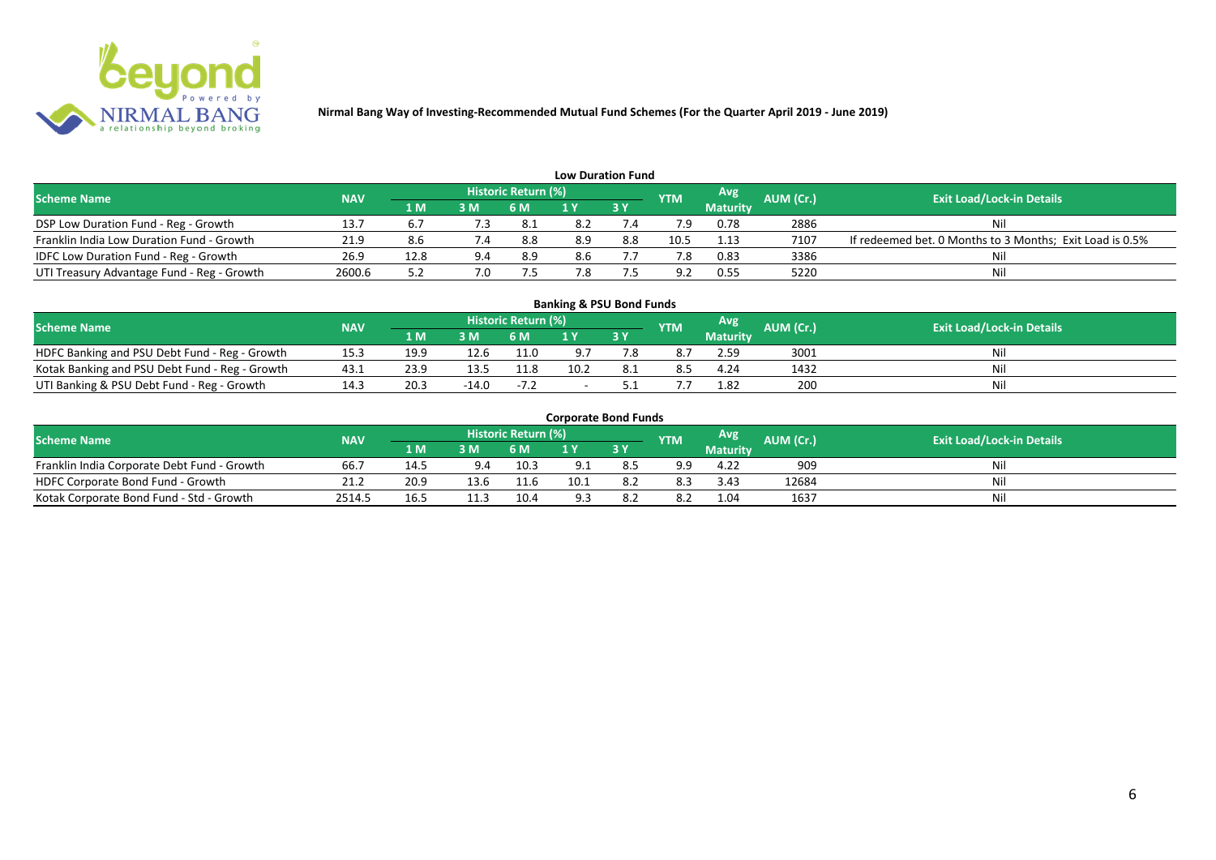**Nirmal Bang Way of Investing-Recommended Mutual Fund Schemes (For the Quarter April 2019 - June 2019)**

## Low Duration Fund

| Scheme Name | NAV | Historic Return (%) | | | | | YTM | Avg Maturity | AUM (Cr.) | Exit Load/Lock-in Details |
|---|---|---|---|---|---|---|---|---|---|---|
| | | 1 M | 3 M | 6 M | 1 Y | 3 Y | | | | |
| DSP Low Duration Fund - Reg - Growth | 13.7 | 6.7 | 7.3 | 8.1 | 8.2 | 7.4 | 7.9 | 0.78 | 2886 | Nil |
| Franklin India Low Duration Fund - Growth | 21.9 | 8.6 | 7.4 | 8.8 | 8.9 | 8.8 | 10.5 | 1.13 | 7107 | If redeemed bet. 0 Months to 3 Months; Exit Load is 0.5% |
| IDFC Low Duration Fund - Reg - Growth | 26.9 | 12.8 | 9.4 | 8.9 | 8.6 | 7.7 | 7.8 | 0.83 | 3386 | Nil |
| UTI Treasury Advantage Fund - Reg - Growth | 2600.6 | 5.2 | 7.0 | 7.5 | 7.8 | 7.5 | 9.2 | 0.55 | 5220 | Nil |

## Banking & PSU Bond Funds

| Scheme Name | NAV | Historic Return (%) | | | | | YTM | Avg Maturity | AUM (Cr.) | Exit Load/Lock-in Details |
|---|---|---|---|---|---|---|---|---|---|---|
| | | 1 M | 3 M | 6 M | 1 Y | 3 Y | | | | |
| HDFC Banking and PSU Debt Fund - Reg - Growth | 15.3 | 19.9 | 12.6 | 11.0 | 9.7 | 7.8 | 8.7 | 2.59 | 3001 | Nil |
| Kotak Banking and PSU Debt Fund - Reg - Growth | 43.1 | 23.9 | 13.5 | 11.8 | 10.2 | 8.1 | 8.5 | 4.24 | 1432 | Nil |
| UTI Banking & PSU Debt Fund - Reg - Growth | 14.3 | 20.3 | -14.0 | -7.2 | - | 5.1 | 7.7 | 1.82 | 200 | Nil |

## Corporate Bond Funds

| Scheme Name | NAV | Historic Return (%) | | | | | YTM | Avg Maturity | AUM (Cr.) | Exit Load/Lock-in Details |
|---|---|---|---|---|---|---|---|---|---|---|
| | | 1 M | 3 M | 6 M | 1 Y | 3 Y | | | | |
| Franklin India Corporate Debt Fund - Growth | 66.7 | 14.5 | 9.4 | 10.3 | 9.1 | 8.5 | 9.9 | 4.22 | 909 | Nil |
| HDFC Corporate Bond Fund - Growth | 21.2 | 20.9 | 13.6 | 11.6 | 10.1 | 8.2 | 8.3 | 3.43 | 12684 | Nil |
| Kotak Corporate Bond Fund - Std - Growth | 2514.5 | 16.5 | 11.3 | 10.4 | 9.3 | 8.2 | 8.2 | 1.04 | 1637 | Nil |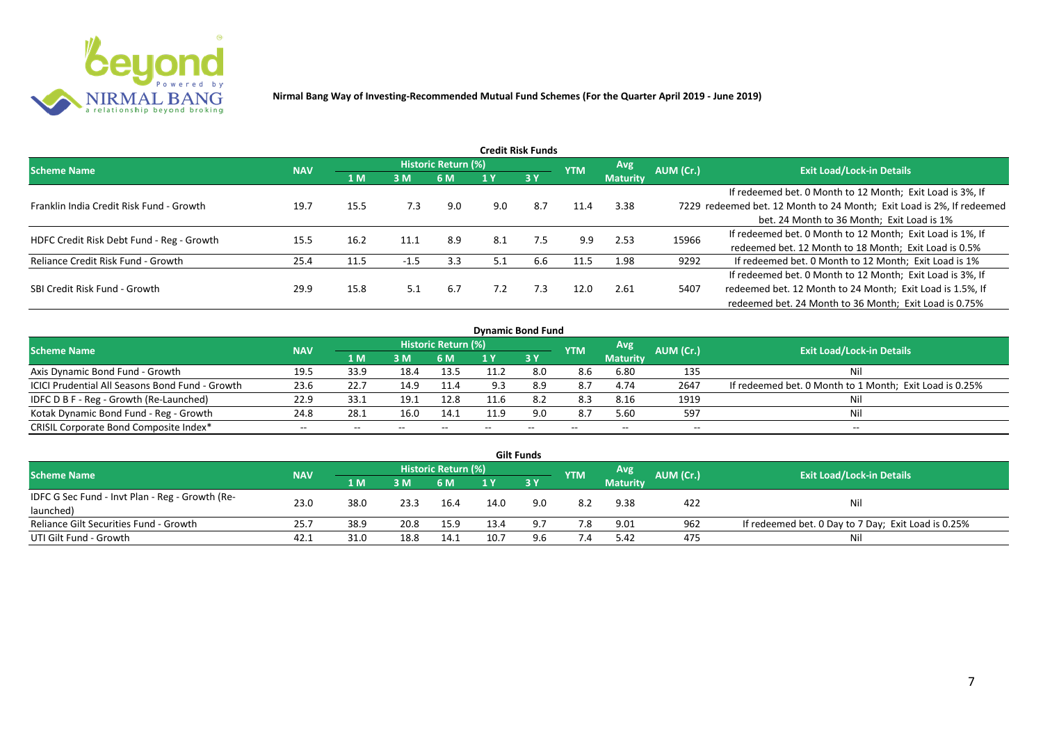**Nirmal Bang Way of Investing-Recommended Mutual Fund Schemes (For the Quarter April 2019 - June 2019)**

## Credit Risk Funds

| Scheme Name | NAV | Historic Return (%) | | | | | YTM | Avg Maturity | AUM (Cr.) | Exit Load/Lock-in Details |
|---|---|---|---|---|---|---|---|---|---|---|
| | | 1 M | 3 M | 6 M | 1 Y | 3 Y | | | | |
| Franklin India Credit Risk Fund - Growth | 19.7 | 15.5 | 7.3 | 9.0 | 9.0 | 8.7 | 11.4 | 3.38 | 7229 | If redeemed bet. 0 Month to 12 Month; Exit Load is 3%, If redeemed bet. 12 Month to 24 Month; Exit Load is 2%, If redeemed bet. 24 Month to 36 Month; Exit Load is 1% |
| HDFC Credit Risk Debt Fund - Reg - Growth | 15.5 | 16.2 | 11.1 | 8.9 | 8.1 | 7.5 | 9.9 | 2.53 | 15966 | If redeemed bet. 0 Month to 12 Month; Exit Load is 1%, If redeemed bet. 12 Month to 18 Month; Exit Load is 0.5% |
| Reliance Credit Risk Fund - Growth | 25.4 | 11.5 | -1.5 | 3.3 | 5.1 | 6.6 | 11.5 | 1.98 | 9292 | If redeemed bet. 0 Month to 12 Month; Exit Load is 1% |
| SBI Credit Risk Fund - Growth | 29.9 | 15.8 | 5.1 | 6.7 | 7.2 | 7.3 | 12.0 | 2.61 | 5407 | If redeemed bet. 0 Month to 12 Month; Exit Load is 3%, If redeemed bet. 12 Month to 24 Month; Exit Load is 1.5%, If redeemed bet. 24 Month to 36 Month; Exit Load is 0.75% |

## Dynamic Bond Fund

| Scheme Name | NAV | Historic Return (%) | | | | | YTM | Avg Maturity | AUM (Cr.) | Exit Load/Lock-in Details |
|---|---|---|---|---|---|---|---|---|---|---|
| | | 1 M | 3 M | 6 M | 1 Y | 3 Y | | | | |
| Axis Dynamic Bond Fund - Growth | 19.5 | 33.9 | 18.4 | 13.5 | 11.2 | 8.0 | 8.6 | 6.80 | 135 | Nil |
| ICICI Prudential All Seasons Bond Fund - Growth | 23.6 | 22.7 | 14.9 | 11.4 | 9.3 | 8.9 | 8.7 | 4.74 | 2647 | If redeemed bet. 0 Month to 1 Month; Exit Load is 0.25% |
| IDFC D B F - Reg - Growth (Re-Launched) | 22.9 | 33.1 | 19.1 | 12.8 | 11.6 | 8.2 | 8.3 | 8.16 | 1919 | Nil |
| Kotak Dynamic Bond Fund - Reg - Growth | 24.8 | 28.1 | 16.0 | 14.1 | 11.9 | 9.0 | 8.7 | 5.60 | 597 | Nil |
| CRISIL Corporate Bond Composite Index* | -- | -- | -- | -- | -- | -- | -- | -- | -- | -- |

## Gilt Funds

| Scheme Name | NAV | Historic Return (%) | | | | | YTM | Avg Maturity | AUM (Cr.) | Exit Load/Lock-in Details |
|---|---|---|---|---|---|---|---|---|---|---|
| | | 1 M | 3 M | 6 M | 1 Y | 3 Y | | | | |
| IDFC G Sec Fund - Invt Plan - Reg - Growth (Re-launched) | 23.0 | 38.0 | 23.3 | 16.4 | 14.0 | 9.0 | 8.2 | 9.38 | 422 | Nil |
| Reliance Gilt Securities Fund - Growth | 25.7 | 38.9 | 20.8 | 15.9 | 13.4 | 9.7 | 7.8 | 9.01 | 962 | If redeemed bet. 0 Day to 7 Day; Exit Load is 0.25% |
| UTI Gilt Fund - Growth | 42.1 | 31.0 | 18.8 | 14.1 | 10.7 | 9.6 | 7.4 | 5.42 | 475 | Nil |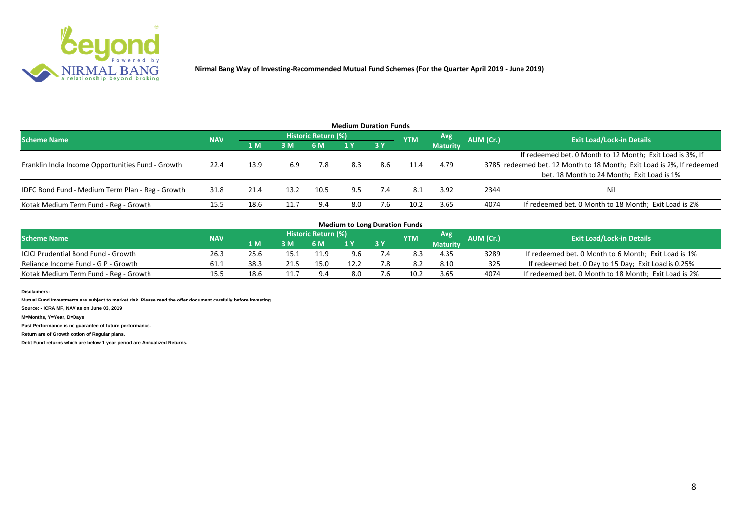**Nirmal Bang Way of Investing-Recommended Mutual Fund Schemes (For the Quarter April 2019 - June 2019)**

### Medium Duration Funds

| Scheme Name | NAV | Historic Return (%) | | | | | YTM | Avg Maturity | AUM (Cr.) | Exit Load/Lock-in Details |
|---|---|---|---|---|---|---|---|---|---|---|
| | | 1 M | 3 M | 6 M | 1 Y | 3 Y | | | | |
| Franklin India Income Opportunities Fund - Growth | 22.4 | 13.9 | 6.9 | 7.8 | 8.3 | 8.6 | 11.4 | 4.79 | 3785 | If redeemed bet. 0 Month to 12 Month; Exit Load is 3%, If redeemed bet. 12 Month to 18 Month; Exit Load is 2%, If redeemed bet. 18 Month to 24 Month; Exit Load is 1% |
| IDFC Bond Fund - Medium Term Plan - Reg - Growth | 31.8 | 21.4 | 13.2 | 10.5 | 9.5 | 7.4 | 8.1 | 3.92 | 2344 | Nil |
| Kotak Medium Term Fund - Reg - Growth | 15.5 | 18.6 | 11.7 | 9.4 | 8.0 | 7.6 | 10.2 | 3.65 | 4074 | If redeemed bet. 0 Month to 18 Month; Exit Load is 2% |

### Medium to Long Duration Funds

| Scheme Name | NAV | Historic Return (%) | | | | | YTM | Avg Maturity | AUM (Cr.) | Exit Load/Lock-in Details |
|---|---|---|---|---|---|---|---|---|---|---|
| | | 1 M | 3 M | 6 M | 1 Y | 3 Y | | | | |
| ICICI Prudential Bond Fund - Growth | 26.3 | 25.6 | 15.1 | 11.9 | 9.6 | 7.4 | 8.3 | 4.35 | 3289 | If redeemed bet. 0 Month to 6 Month; Exit Load is 1% |
| Reliance Income Fund - G P - Growth | 61.1 | 38.3 | 21.5 | 15.0 | 12.2 | 7.8 | 8.2 | 8.10 | 325 | If redeemed bet. 0 Day to 15 Day; Exit Load is 0.25% |
| Kotak Medium Term Fund - Reg - Growth | 15.5 | 18.6 | 11.7 | 9.4 | 8.0 | 7.6 | 10.2 | 3.65 | 4074 | If redeemed bet. 0 Month to 18 Month; Exit Load is 2% |

**Disclaimers:**

**Mutual Fund Investments are subject to market risk. Please read the offer document carefully before investing.**

**Source: - ICRA MF, NAV as on June 03, 2019**

**M=Months, Y=Year, D=Days**

**Past Performance is no guarantee of future performance.**

**Return are of Growth option of Regular plans.**

**Debt Fund returns which are below 1 year period are Annualized Returns.**